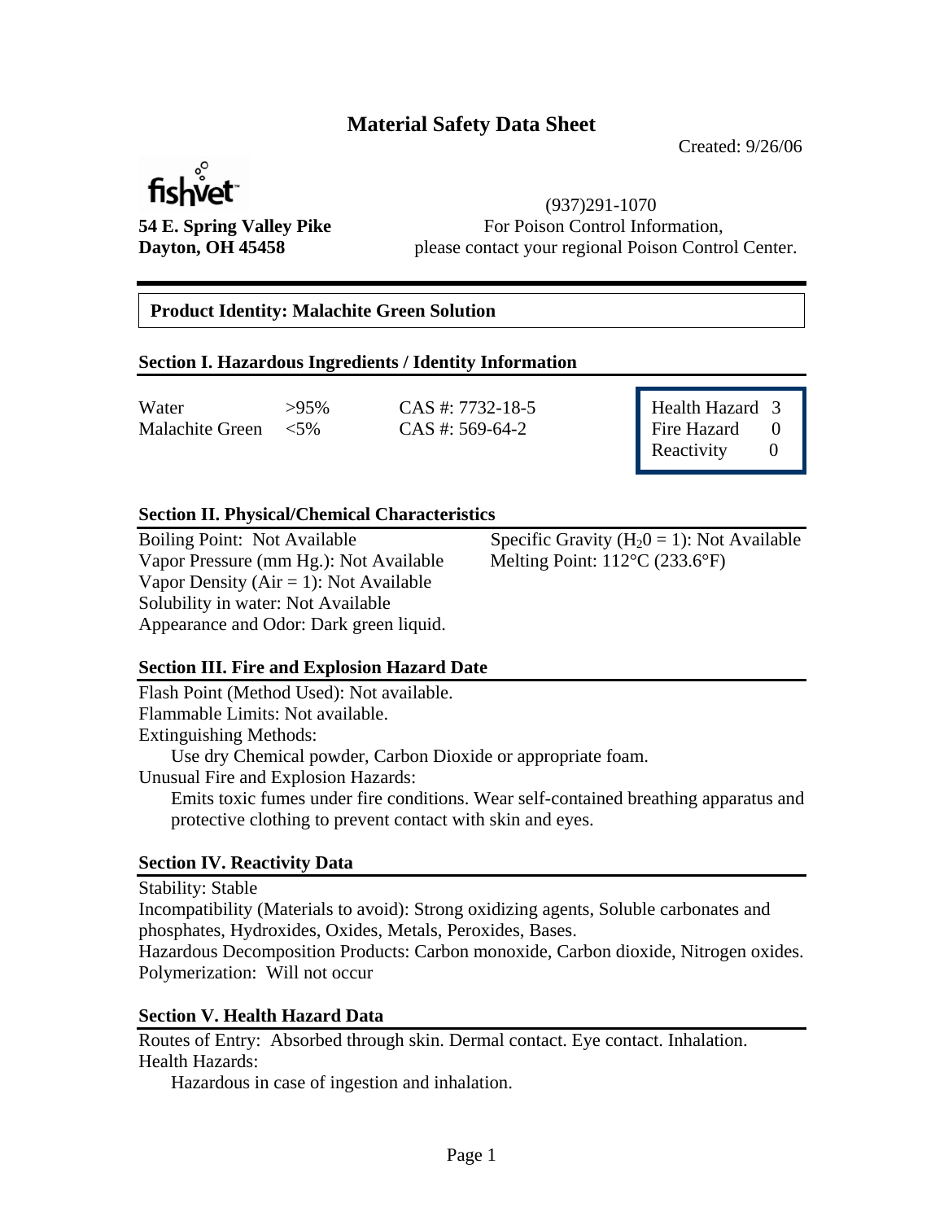# Material Safety Data Sheet

Created: 9/26/06

fishvet

**54 E. Spring Valley Pike**
**Dayton, OH 45458**

(937)291-1070
For Poison Control Information,
please contact your regional Poison Control Center.

**Product Identity: Malachite Green Solution**

## Section I. Hazardous Ingredients / Identity Information

| | | |
|---|---|---|
| Water | >95% | CAS #: 7732-18-5 |
| Malachite Green | <5% | CAS #: 569-64-2 |

| | |
|---|---|
| Health Hazard | 3 |
| Fire Hazard | 0 |
| Reactivity | 0 |

## Section II. Physical/Chemical Characteristics

Boiling Point: Not Available
Vapor Pressure (mm Hg.): Not Available
Vapor Density (Air = 1): Not Available
Solubility in water: Not Available
Appearance and Odor: Dark green liquid.
Specific Gravity ($H_2 0 = 1$): Not Available
Melting Point: 112°C (233.6°F)

## Section III. Fire and Explosion Hazard Date

Flash Point (Method Used): Not available.
Flammable Limits: Not available.
Extinguishing Methods:
Use dry Chemical powder, Carbon Dioxide or appropriate foam.
Unusual Fire and Explosion Hazards:
Emits toxic fumes under fire conditions. Wear self-contained breathing apparatus and protective clothing to prevent contact with skin and eyes.

## Section IV. Reactivity Data

Stability: Stable
Incompatibility (Materials to avoid): Strong oxidizing agents, Soluble carbonates and phosphates, Hydroxides, Oxides, Metals, Peroxides, Bases.
Hazardous Decomposition Products: Carbon monoxide, Carbon dioxide, Nitrogen oxides.
Polymerization: Will not occur

## Section V. Health Hazard Data

Routes of Entry: Absorbed through skin. Dermal contact. Eye contact. Inhalation.
Health Hazards:
Hazardous in case of ingestion and inhalation.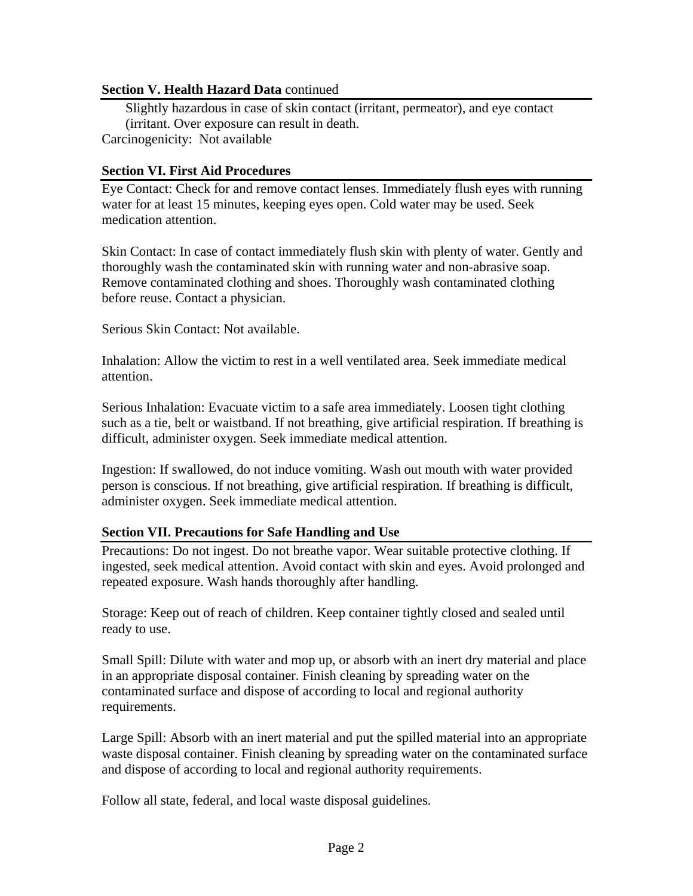### Section V. Health Hazard Data continued

Slightly hazardous in case of skin contact (irritant, permeator), and eye contact (irritant. Over exposure can result in death.

Carcinogenicity: Not available

### Section VI. First Aid Procedures

Eye Contact: Check for and remove contact lenses. Immediately flush eyes with running water for at least 15 minutes, keeping eyes open. Cold water may be used. Seek medication attention.

Skin Contact: In case of contact immediately flush skin with plenty of water. Gently and thoroughly wash the contaminated skin with running water and non-abrasive soap. Remove contaminated clothing and shoes. Thoroughly wash contaminated clothing before reuse. Contact a physician.

Serious Skin Contact: Not available.

Inhalation: Allow the victim to rest in a well ventilated area. Seek immediate medical attention.

Serious Inhalation: Evacuate victim to a safe area immediately. Loosen tight clothing such as a tie, belt or waistband. If not breathing, give artificial respiration. If breathing is difficult, administer oxygen. Seek immediate medical attention.

Ingestion: If swallowed, do not induce vomiting. Wash out mouth with water provided person is conscious. If not breathing, give artificial respiration. If breathing is difficult, administer oxygen. Seek immediate medical attention.

### Section VII. Precautions for Safe Handling and Use

Precautions: Do not ingest. Do not breathe vapor. Wear suitable protective clothing. If ingested, seek medical attention. Avoid contact with skin and eyes. Avoid prolonged and repeated exposure. Wash hands thoroughly after handling.

Storage: Keep out of reach of children. Keep container tightly closed and sealed until ready to use.

Small Spill: Dilute with water and mop up, or absorb with an inert dry material and place in an appropriate disposal container. Finish cleaning by spreading water on the contaminated surface and dispose of according to local and regional authority requirements.

Large Spill: Absorb with an inert material and put the spilled material into an appropriate waste disposal container. Finish cleaning by spreading water on the contaminated surface and dispose of according to local and regional authority requirements.

Follow all state, federal, and local waste disposal guidelines.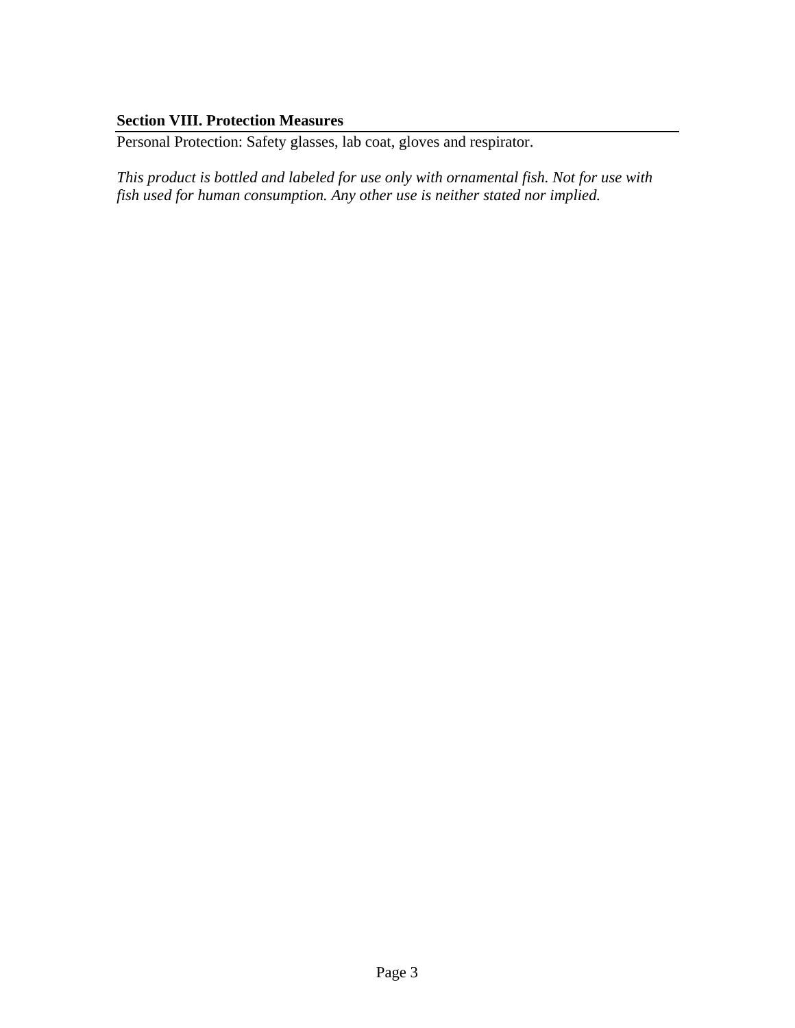**Section VIII. Protection Measures**

Personal Protection: Safety glasses, lab coat, gloves and respirator.

*This product is bottled and labeled for use only with ornamental fish. Not for use with fish used for human consumption. Any other use is neither stated nor implied.*